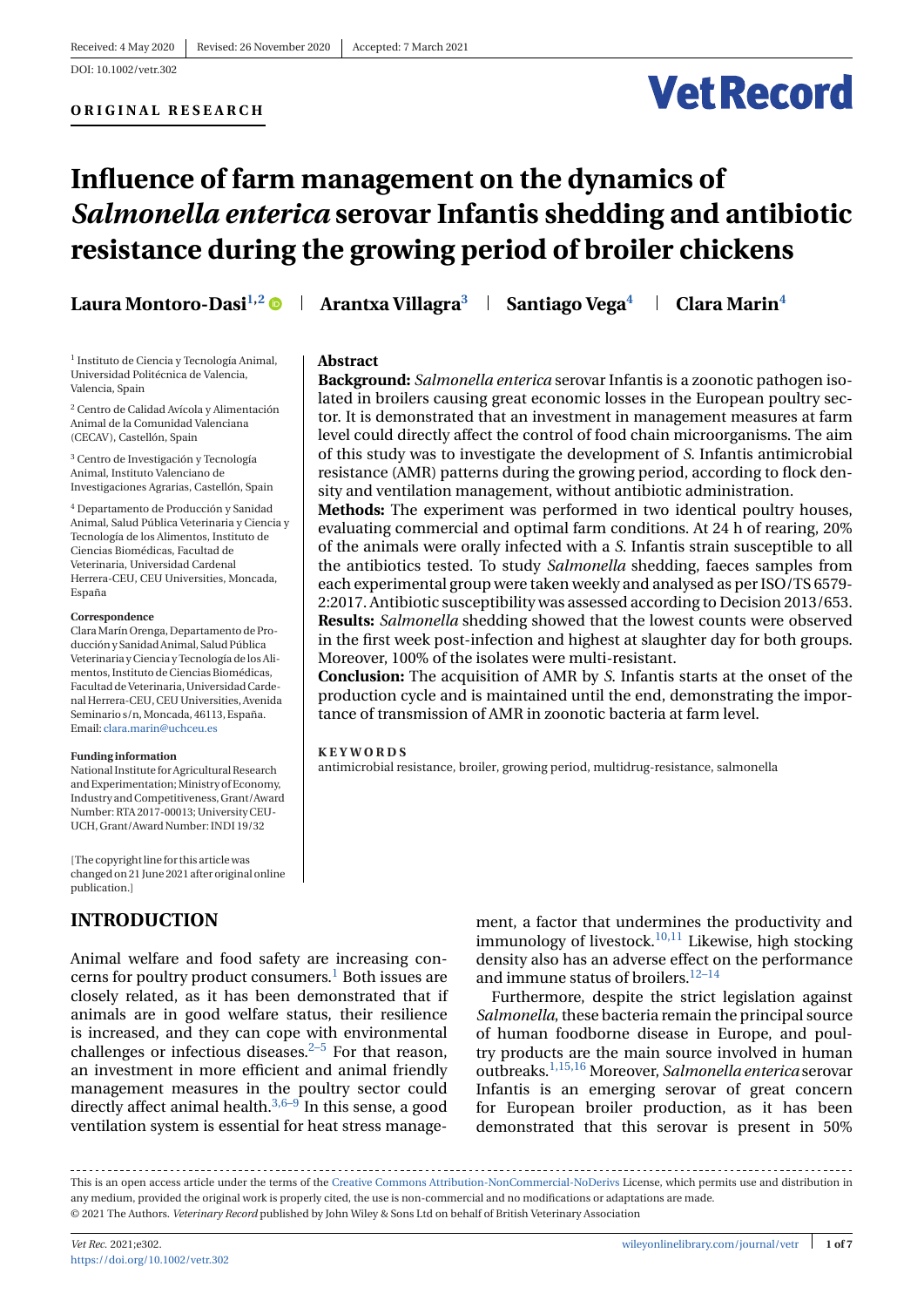Received: 4 May 2020 | Revised: 26 November 2020 | Accepted: 7 March 2021

DOI: 10.1002/vetr.302

**ORIGINAL RESEARCH**

# Influence of farm management on the dynamics of *Salmonella enterica* serovar Infantis shedding and antibiotic resistance during the growing period of broiler chickens

**Laura Montoro-Dasi**[1,2] | **Arantxa Villagra**[3] | **Santiago Vega**[4] | **Clara Marin**[4]

[1] Instituto de Ciencia y Tecnología Animal, Universidad Politécnica de Valencia, Valencia, Spain

[2] Centro de Calidad Avícola y Alimentación Animal de la Comunidad Valenciana (CECAV), Castellón, Spain

[3] Centro de Investigación y Tecnología Animal, Instituto Valenciano de Investigaciones Agrarias, Castellón, Spain

[4] Departamento de Producción y Sanidad Animal, Salud Pública Veterinaria y Ciencia y Tecnología de los Alimentos, Instituto de Ciencias Biomédicas, Facultad de Veterinaria, Universidad Cardenal Herrera-CEU, CEU Universities, Moncada, España

**Correspondence**
Clara Marín Orenga, Departamento de Producción y Sanidad Animal, Salud Pública Veterinaria y Ciencia y Tecnología de los Alimentos, Instituto de Ciencias Biomédicas, Facultad de Veterinaria, Universidad Cardenal Herrera-CEU, CEU Universities, Avenida Seminario s/n, Moncada, 46113, España.
Email: clara.marin@uchceu.es

**Funding information**
National Institute for Agricultural Research and Experimentation; Ministry of Economy, Industry and Competitiveness, Grant/Award Number: RTA 2017-00013; University CEU-UCH, Grant/Award Number: INDI 19/32

[The copyright line for this article was changed on 21 June 2021 after original online publication.]

## Abstract

**Background:** *Salmonella enterica* serovar Infantis is a zoonotic pathogen isolated in broilers causing great economic losses in the European poultry sector. It is demonstrated that an investment in management measures at farm level could directly affect the control of food chain microorganisms. The aim of this study was to investigate the development of *S.* Infantis antimicrobial resistance (AMR) patterns during the growing period, according to flock density and ventilation management, without antibiotic administration.

**Methods:** The experiment was performed in two identical poultry houses, evaluating commercial and optimal farm conditions. At 24 h of rearing, 20% of the animals were orally infected with a *S.* Infantis strain susceptible to all the antibiotics tested. To study *Salmonella* shedding, faeces samples from each experimental group were taken weekly and analysed as per ISO/TS 6579-2:2017. Antibiotic susceptibility was assessed according to Decision 2013/653.

**Results:** *Salmonella* shedding showed that the lowest counts were observed in the first week post-infection and highest at slaughter day for both groups. Moreover, 100% of the isolates were multi-resistant.

**Conclusion:** The acquisition of AMR by *S.* Infantis starts at the onset of the production cycle and is maintained until the end, demonstrating the importance of transmission of AMR in zoonotic bacteria at farm level.

**KEYWORDS**
antimicrobial resistance, broiler, growing period, multidrug-resistance, salmonella

## INTRODUCTION

Animal welfare and food safety are increasing concerns for poultry product consumers.[1] Both issues are closely related, as it has been demonstrated that if animals are in good welfare status, their resilience is increased, and they can cope with environmental challenges or infectious diseases.[2–5] For that reason, an investment in more efficient and animal friendly management measures in the poultry sector could directly affect animal health.[3,6–9] In this sense, a good ventilation system is essential for heat stress management, a factor that undermines the productivity and immunology of livestock.[10,11] Likewise, high stocking density also has an adverse effect on the performance and immune status of broilers.[12–14]

Furthermore, despite the strict legislation against *Salmonella*, these bacteria remain the principal source of human foodborne disease in Europe, and poultry products are the main source involved in human outbreaks.[1,15,16] Moreover, *Salmonella enterica* serovar Infantis is an emerging serovar of great concern for European broiler production, as it has been demonstrated that this serovar is present in 50%

This is an open access article under the terms of the Creative Commons Attribution-NonCommercial-NoDerivs License, which permits use and distribution in any medium, provided the original work is properly cited, the use is non-commercial and no modifications or adaptations are made.
© 2021 The Authors. *Veterinary Record* published by John Wiley & Sons Ltd on behalf of British Veterinary Association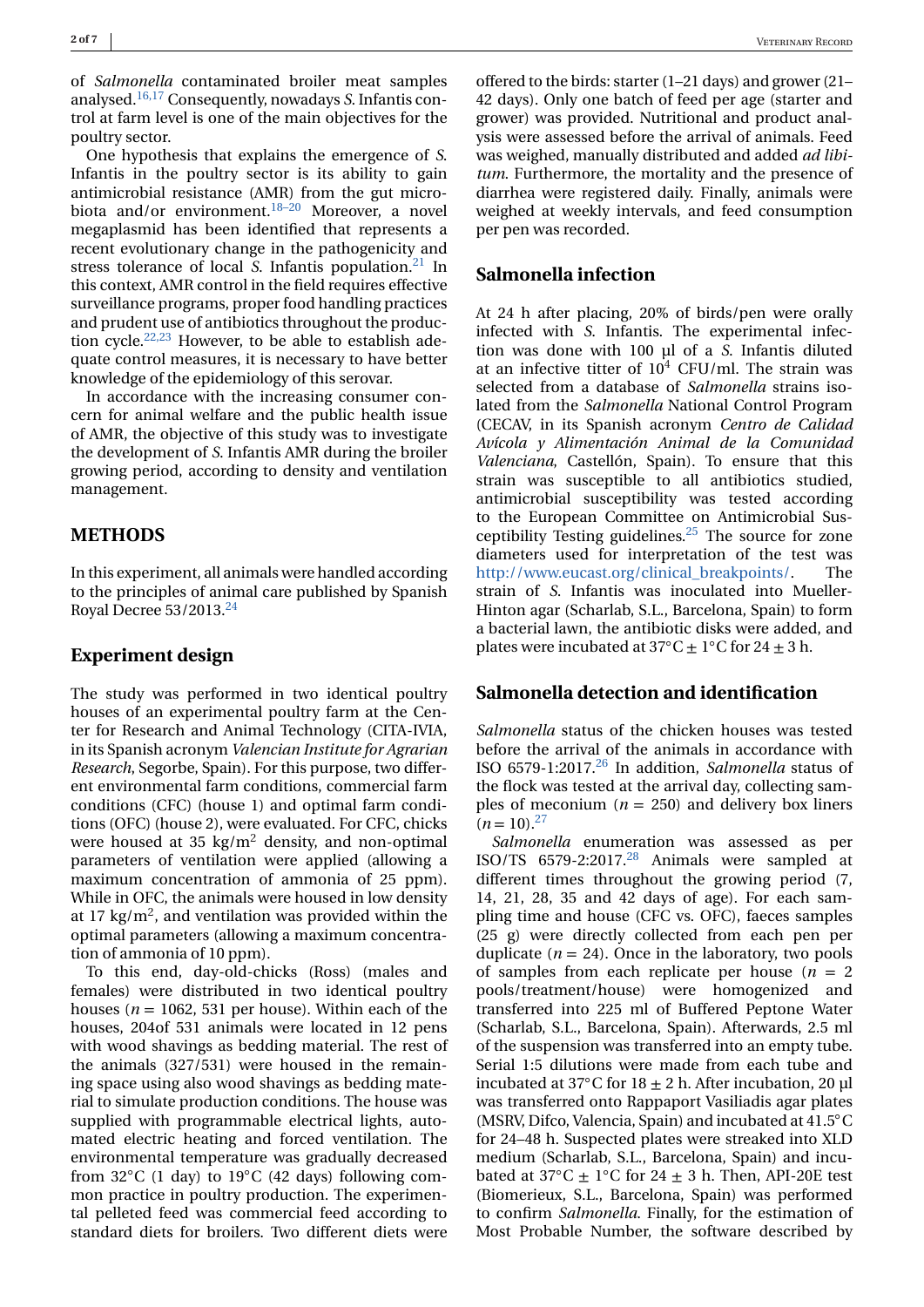of *Salmonella* contaminated broiler meat samples analysed.[16,17] Consequently, nowadays *S.* Infantis control at farm level is one of the main objectives for the poultry sector.

One hypothesis that explains the emergence of *S.* Infantis in the poultry sector is its ability to gain antimicrobial resistance (AMR) from the gut microbiota and/or environment.[18–20] Moreover, a novel megaplasmid has been identified that represents a recent evolutionary change in the pathogenicity and stress tolerance of local *S.* Infantis population.[21] In this context, AMR control in the field requires effective surveillance programs, proper food handling practices and prudent use of antibiotics throughout the production cycle.[22,23] However, to be able to establish adequate control measures, it is necessary to have better knowledge of the epidemiology of this serovar.

In accordance with the increasing consumer concern for animal welfare and the public health issue of AMR, the objective of this study was to investigate the development of *S.* Infantis AMR during the broiler growing period, according to density and ventilation management.

## METHODS

In this experiment, all animals were handled according to the principles of animal care published by Spanish Royal Decree 53/2013.[24]

### Experiment design

The study was performed in two identical poultry houses of an experimental poultry farm at the Center for Research and Animal Technology (CITA-IVIA, in its Spanish acronym *Valencian Institute for Agrarian Research*, Segorbe, Spain). For this purpose, two different environmental farm conditions, commercial farm conditions (CFC) (house 1) and optimal farm conditions (OFC) (house 2), were evaluated. For CFC, chicks were housed at 35 kg/m$^2$ density, and non-optimal parameters of ventilation were applied (allowing a maximum concentration of ammonia of 25 ppm). While in OFC, the animals were housed in low density at 17 kg/m$^2$, and ventilation was provided within the optimal parameters (allowing a maximum concentration of ammonia of 10 ppm).

To this end, day-old-chicks (Ross) (males and females) were distributed in two identical poultry houses ($n$ = 1062, 531 per house). Within each of the houses, 204of 531 animals were located in 12 pens with wood shavings as bedding material. The rest of the animals (327/531) were housed in the remaining space using also wood shavings as bedding material to simulate production conditions. The house was supplied with programmable electrical lights, automated electric heating and forced ventilation. The environmental temperature was gradually decreased from 32°C (1 day) to 19°C (42 days) following common practice in poultry production. The experimental pelleted feed was commercial feed according to standard diets for broilers. Two different diets were offered to the birds: starter (1–21 days) and grower (21–42 days). Only one batch of feed per age (starter and grower) was provided. Nutritional and product analysis were assessed before the arrival of animals. Feed was weighed, manually distributed and added *ad libitum*. Furthermore, the mortality and the presence of diarrhea were registered daily. Finally, animals were weighed at weekly intervals, and feed consumption per pen was recorded.

### Salmonella infection

At 24 h after placing, 20% of birds/pen were orally infected with *S.* Infantis. The experimental infection was done with 100 µl of a *S.* Infantis diluted at an infective titter of 10$^4$ CFU/ml. The strain was selected from a database of *Salmonella* strains isolated from the *Salmonella* National Control Program (CECAV, in its Spanish acronym *Centro de Calidad Avícola y Alimentación Animal de la Comunidad Valenciana*, Castellón, Spain). To ensure that this strain was susceptible to all antibiotics studied, antimicrobial susceptibility was tested according to the European Committee on Antimicrobial Susceptibility Testing guidelines.[25] The source for zone diameters used for interpretation of the test was http://www.eucast.org/clinical_breakpoints/. The strain of *S.* Infantis was inoculated into Mueller-Hinton agar (Scharlab, S.L., Barcelona, Spain) to form a bacterial lawn, the antibiotic disks were added, and plates were incubated at 37°C ± 1°C for 24 ± 3 h.

### Salmonella detection and identification

*Salmonella* status of the chicken houses was tested before the arrival of the animals in accordance with ISO 6579-1:2017.[26] In addition, *Salmonella* status of the flock was tested at the arrival day, collecting samples of meconium ($n$ = 250) and delivery box liners ($n$ = 10).[27]

*Salmonella* enumeration was assessed as per ISO/TS 6579-2:2017.[28] Animals were sampled at different times throughout the growing period (7, 14, 21, 28, 35 and 42 days of age). For each sampling time and house (CFC vs. OFC), faeces samples (25 g) were directly collected from each pen per duplicate ($n$ = 24). Once in the laboratory, two pools of samples from each replicate per house ($n$ = 2 pools/treatment/house) were homogenized and transferred into 225 ml of Buffered Peptone Water (Scharlab, S.L., Barcelona, Spain). Afterwards, 2.5 ml of the suspension was transferred into an empty tube. Serial 1:5 dilutions were made from each tube and incubated at 37°C for 18 ± 2 h. After incubation, 20 µl was transferred onto Rappaport Vasiliadis agar plates (MSRV, Difco, Valencia, Spain) and incubated at 41.5°C for 24–48 h. Suspected plates were streaked into XLD medium (Scharlab, S.L., Barcelona, Spain) and incubated at 37°C ± 1°C for 24 ± 3 h. Then, API-20E test (Biomerieux, S.L., Barcelona, Spain) was performed to confirm *Salmonella*. Finally, for the estimation of Most Probable Number, the software described by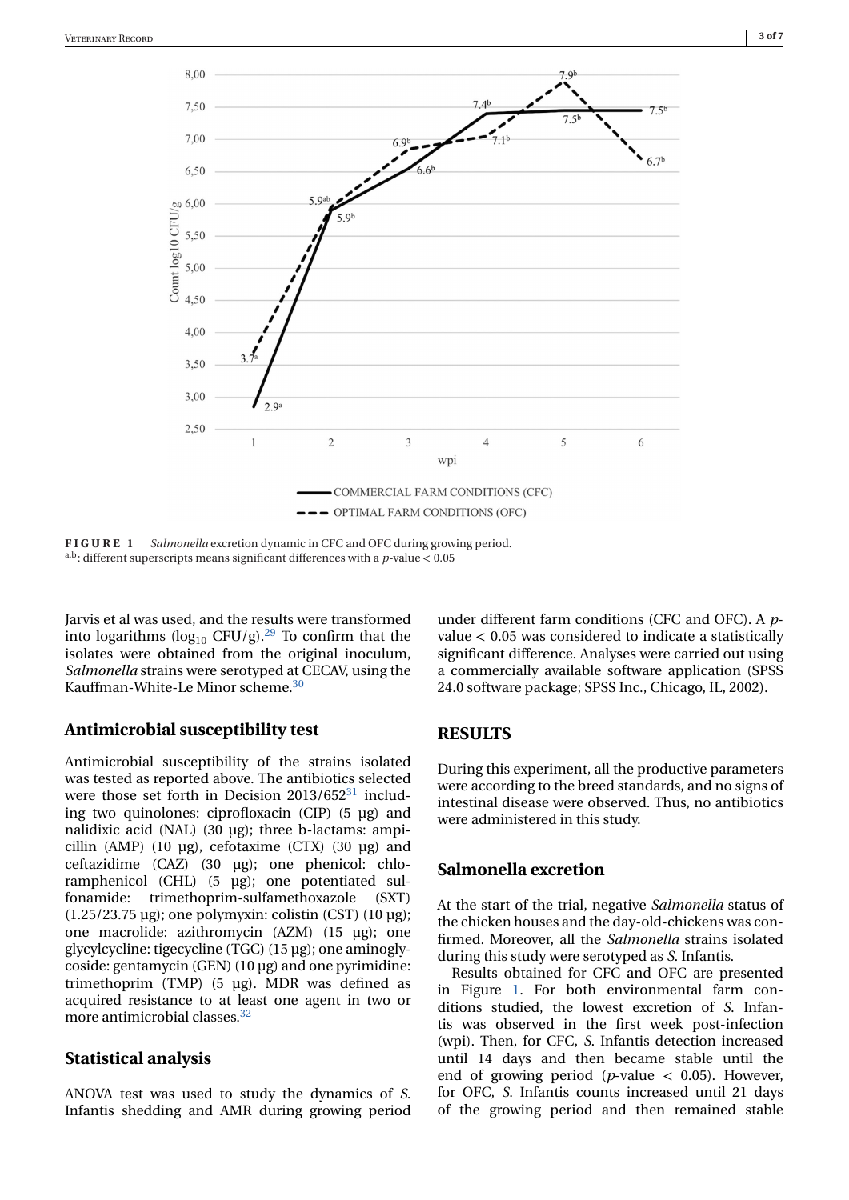**FIGURE 1** *Salmonella* excretion dynamic in CFC and OFC during growing period.
a,b: different superscripts means significant differences with a $p$-value < 0.05

Jarvis et al was used, and the results were transformed into logarithms ($\log_{10}$ CFU/g).[29] To confirm that the isolates were obtained from the original inoculum, *Salmonella* strains were serotyped at CECAV, using the Kauffman-White-Le Minor scheme.[30]

## Antimicrobial susceptibility test

Antimicrobial susceptibility of the strains isolated was tested as reported above. The antibiotics selected were those set forth in Decision 2013/652[31] including two quinolones: ciprofloxacin (CIP) (5 µg) and nalidixic acid (NAL) (30 µg); three b-lactams: ampicillin (AMP) (10 µg), cefotaxime (CTX) (30 µg) and ceftazidime (CAZ) (30 µg); one phenicol: chloramphenicol (CHL) (5 µg); one potentiated sulfonamide: trimethoprim-sulfamethoxazole (SXT) (1.25/23.75 µg); one polymyxin: colistin (CST) (10 µg); one macrolide: azithromycin (AZM) (15 µg); one glycylcycline: tigecycline (TGC) (15 µg); one aminoglycoside: gentamycin (GEN) (10 µg) and one pyrimidine: trimethoprim (TMP) (5 µg). MDR was defined as acquired resistance to at least one agent in two or more antimicrobial classes.[32]

## Statistical analysis

ANOVA test was used to study the dynamics of *S.* Infantis shedding and AMR during growing period under different farm conditions (CFC and OFC). A $p$-value < 0.05 was considered to indicate a statistically significant difference. Analyses were carried out using a commercially available software application (SPSS 24.0 software package; SPSS Inc., Chicago, IL, 2002).

# RESULTS

During this experiment, all the productive parameters were according to the breed standards, and no signs of intestinal disease were observed. Thus, no antibiotics were administered in this study.

## Salmonella excretion

At the start of the trial, negative *Salmonella* status of the chicken houses and the day-old-chickens was confirmed. Moreover, all the *Salmonella* strains isolated during this study were serotyped as *S.* Infantis.

Results obtained for CFC and OFC are presented in Figure 1. For both environmental farm conditions studied, the lowest excretion of *S.* Infantis was observed in the first week post-infection (wpi). Then, for CFC, *S.* Infantis detection increased until 14 days and then became stable until the end of growing period ($p$-value < 0.05). However, for OFC, *S.* Infantis counts increased until 21 days of the growing period and then remained stable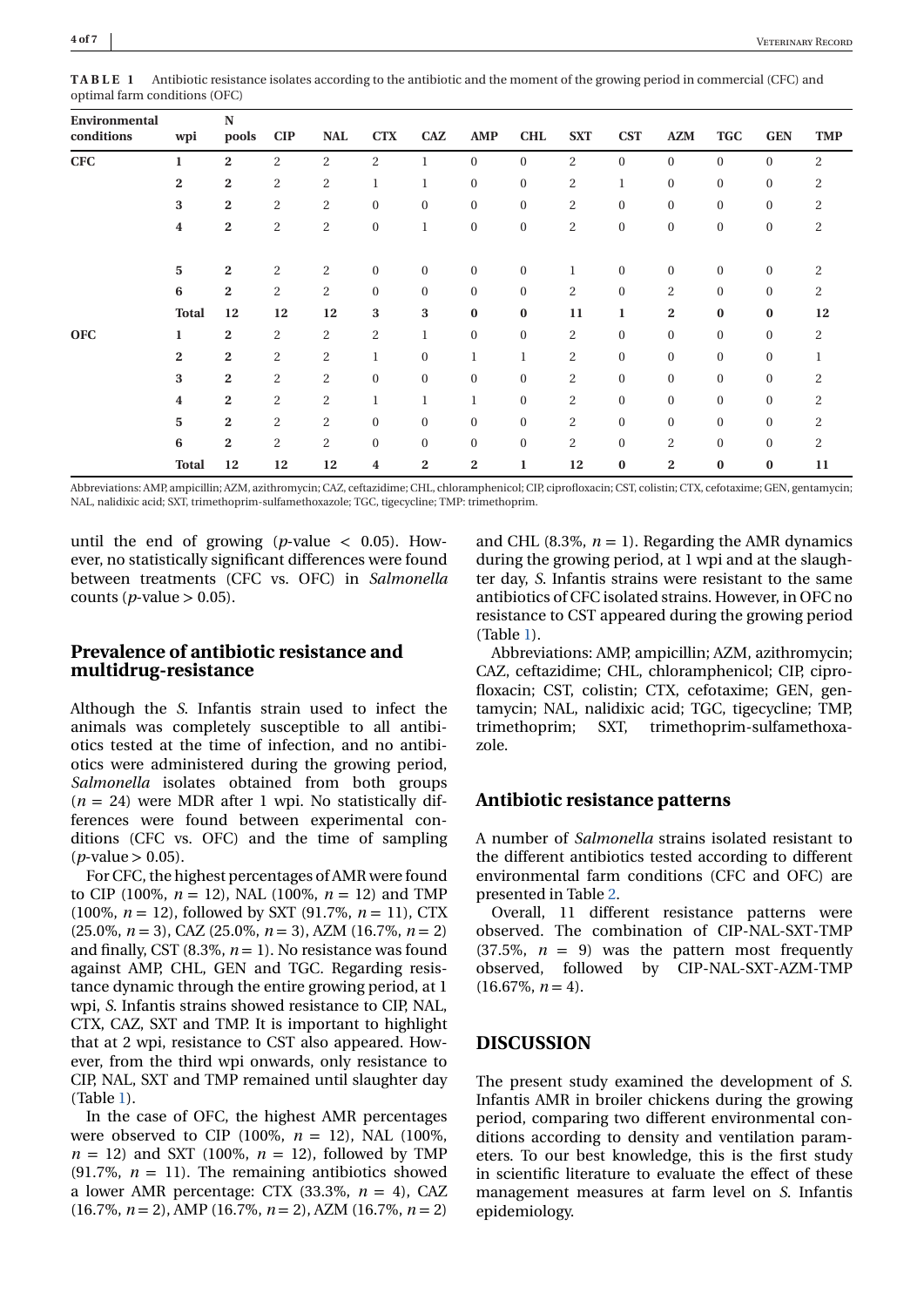**TABLE 1** Antibiotic resistance isolates according to the antibiotic and the moment of the growing period in commercial (CFC) and optimal farm conditions (OFC)

| Environmental conditions | wpi | N pools | CIP | NAL | CTX | CAZ | AMP | CHL | SXT | CST | AZM | TGC | GEN | TMP |
|---|---|---|---|---|---|---|---|---|---|---|---|---|---|---|
| **CFC** | **1** | **2** | 2 | 2 | 2 | 1 | 0 | 0 | 2 | 0 | 0 | 0 | 0 | 2 |
| | **2** | **2** | 2 | 2 | 1 | 1 | 0 | 0 | 2 | 1 | 0 | 0 | 0 | 2 |
| | **3** | **2** | 2 | 2 | 0 | 0 | 0 | 0 | 2 | 0 | 0 | 0 | 0 | 2 |
| | **4** | **2** | 2 | 2 | 0 | 1 | 0 | 0 | 2 | 0 | 0 | 0 | 0 | 2 |
| | **5** | **2** | 2 | 2 | 0 | 0 | 0 | 0 | 1 | 0 | 0 | 0 | 0 | 2 |
| | **6** | **2** | 2 | 2 | 0 | 0 | 0 | 0 | 2 | 0 | 2 | 0 | 0 | 2 |
| | **Total** | **12** | **12** | **12** | **3** | **3** | **0** | **0** | **11** | **1** | **2** | **0** | **0** | **12** |
| **OFC** | **1** | **2** | 2 | 2 | 2 | 1 | 0 | 0 | 2 | 0 | 0 | 0 | 0 | 2 |
| | **2** | **2** | 2 | 2 | 1 | 0 | 1 | 1 | 2 | 0 | 0 | 0 | 0 | 1 |
| | **3** | **2** | 2 | 2 | 0 | 0 | 0 | 0 | 2 | 0 | 0 | 0 | 0 | 2 |
| | **4** | **2** | 2 | 2 | 1 | 1 | 1 | 0 | 2 | 0 | 0 | 0 | 0 | 2 |
| | **5** | **2** | 2 | 2 | 0 | 0 | 0 | 0 | 2 | 0 | 0 | 0 | 0 | 2 |
| | **6** | **2** | 2 | 2 | 0 | 0 | 0 | 0 | 2 | 0 | 2 | 0 | 0 | 2 |
| | **Total** | **12** | **12** | **12** | **4** | **2** | **2** | **1** | **12** | **0** | **2** | **0** | **0** | **11** |

Abbreviations: AMP, ampicillin; AZM, azithromycin; CAZ, ceftazidime; CHL, chloramphenicol; CIP, ciprofloxacin; CST, colistin; CTX, cefotaxime; GEN, gentamycin; NAL, nalidixic acid; SXT, trimethoprim-sulfamethoxazole; TGC, tigecycline; TMP: trimethoprim.

until the end of growing ($p$-value $< 0.05$). However, no statistically significant differences were found between treatments (CFC vs. OFC) in *Salmonella* counts ($p$-value $> 0.05$).

## Prevalence of antibiotic resistance and multidrug-resistance

Although the *S.* Infantis strain used to infect the animals was completely susceptible to all antibiotics tested at the time of infection, and no antibiotics were administered during the growing period, *Salmonella* isolates obtained from both groups ($n = 24$) were MDR after 1 wpi. No statistically differences were found between experimental conditions (CFC vs. OFC) and the time of sampling ($p$-value $> 0.05$).

For CFC, the highest percentages of AMR were found to CIP (100%, $n = 12$), NAL (100%, $n = 12$) and TMP (100%, $n = 12$), followed by SXT (91.7%, $n = 11$), CTX (25.0%, $n = 3$), CAZ (25.0%, $n = 3$), AZM (16.7%, $n = 2$) and finally, CST (8.3%, $n = 1$). No resistance was found against AMP, CHL, GEN and TGC. Regarding resistance dynamic through the entire growing period, at 1 wpi, *S.* Infantis strains showed resistance to CIP, NAL, CTX, CAZ, SXT and TMP. It is important to highlight that at 2 wpi, resistance to CST also appeared. However, from the third wpi onwards, only resistance to CIP, NAL, SXT and TMP remained until slaughter day (Table 1).

In the case of OFC, the highest AMR percentages were observed to CIP (100%, $n = 12$), NAL (100%, $n = 12$) and SXT (100%, $n = 12$), followed by TMP (91.7%, $n = 11$). The remaining antibiotics showed a lower AMR percentage: CTX (33.3%, $n = 4$), CAZ (16.7%, $n = 2$), AMP (16.7%, $n = 2$), AZM (16.7%, $n = 2$) and CHL (8.3%, $n = 1$). Regarding the AMR dynamics during the growing period, at 1 wpi and at the slaughter day, *S.* Infantis strains were resistant to the same antibiotics of CFC isolated strains. However, in OFC no resistance to CST appeared during the growing period (Table 1).

Abbreviations: AMP, ampicillin; AZM, azithromycin; CAZ, ceftazidime; CHL, chloramphenicol; CIP, ciprofloxacin; CST, colistin; CTX, cefotaxime; GEN, gentamycin; NAL, nalidixic acid; TGC, tigecycline; TMP, trimethoprim; SXT, trimethoprim-sulfamethoxazole.

## Antibiotic resistance patterns

A number of *Salmonella* strains isolated resistant to the different antibiotics tested according to different environmental farm conditions (CFC and OFC) are presented in Table 2.

Overall, 11 different resistance patterns were observed. The combination of CIP-NAL-SXT-TMP (37.5%, $n = 9$) was the pattern most frequently observed, followed by CIP-NAL-SXT-AZM-TMP (16.67%, $n = 4$).

## DISCUSSION

The present study examined the development of *S.* Infantis AMR in broiler chickens during the growing period, comparing two different environmental conditions according to density and ventilation parameters. To our best knowledge, this is the first study in scientific literature to evaluate the effect of these management measures at farm level on *S.* Infantis epidemiology.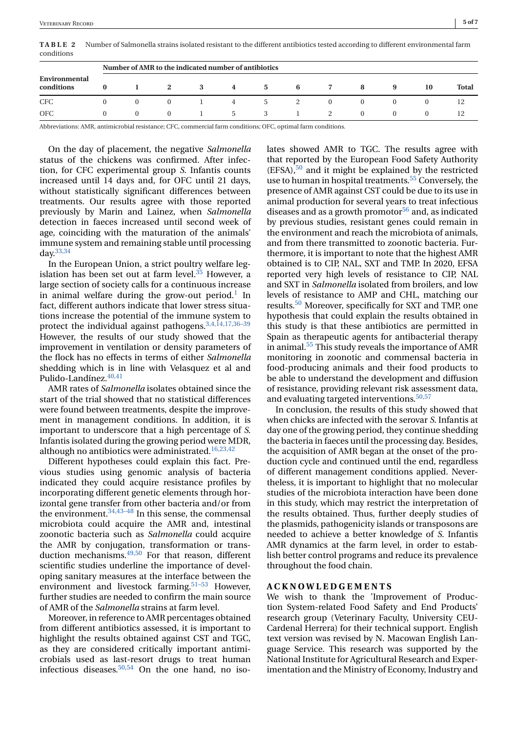**TABLE 2** Number of Salmonella strains isolated resistant to the different antibiotics tested according to different environmental farm conditions

| Environmental conditions | Number of AMR to the indicated number of antibiotics | | | | | | | | | | | |
|---|---|---|---|---|---|---|---|---|---|---|---|---|
| | 0 | 1 | 2 | 3 | 4 | 5 | 6 | 7 | 8 | 9 | 10 | Total |
| CFC | 0 | 0 | 0 | 1 | 4 | 5 | 2 | 0 | 0 | 0 | 0 | 12 |
| OFC | 0 | 0 | 0 | 1 | 5 | 3 | 1 | 2 | 0 | 0 | 0 | 12 |

Abbreviations: AMR, antimicrobial resistance; CFC, commercial farm conditions; OFC, optimal farm conditions.

On the day of placement, the negative *Salmonella* status of the chickens was confirmed. After infection, for CFC experimental group *S.* Infantis counts increased until 14 days and, for OFC until 21 days, without statistically significant differences between treatments. Our results agree with those reported previously by Marin and Lainez, when *Salmonella* detection in faeces increased until second week of age, coinciding with the maturation of the animals' immune system and remaining stable until processing day.[33,34]

In the European Union, a strict poultry welfare legislation has been set out at farm level.[35] However, a large section of society calls for a continuous increase in animal welfare during the grow-out period.[1] In fact, different authors indicate that lower stress situations increase the potential of the immune system to protect the individual against pathogens.[3,4,14,17,36–39] However, the results of our study showed that the improvement in ventilation or density parameters of the flock has no effects in terms of either *Salmonella* shedding which is in line with Velasquez et al and Pulido-Landínez.[40,41]

AMR rates of *Salmonella* isolates obtained since the start of the trial showed that no statistical differences were found between treatments, despite the improvement in management conditions. In addition, it is important to underscore that a high percentage of *S.* Infantis isolated during the growing period were MDR, although no antibiotics were administrated.[16,23,42]

Different hypotheses could explain this fact. Previous studies using genomic analysis of bacteria indicated they could acquire resistance profiles by incorporating different genetic elements through horizontal gene transfer from other bacteria and/or from the environment.[34,43–48] In this sense, the commensal microbiota could acquire the AMR and, intestinal zoonotic bacteria such as *Salmonella* could acquire the AMR by conjugation, transformation or transduction mechanisms.[49,50] For that reason, different scientific studies underline the importance of developing sanitary measures at the interface between the environment and livestock farming.[51–53] However, further studies are needed to confirm the main source of AMR of the *Salmonella* strains at farm level.

Moreover, in reference to AMR percentages obtained from different antibiotics assessed, it is important to highlight the results obtained against CST and TGC, as they are considered critically important antimicrobials used as last-resort drugs to treat human infectious diseases.[50,54] On the one hand, no isolates showed AMR to TGC. The results agree with that reported by the European Food Safety Authority (EFSA),[50] and it might be explained by the restricted use to human in hospital treatments.[55] Conversely, the presence of AMR against CST could be due to its use in animal production for several years to treat infectious diseases and as a growth promotor[56] and, as indicated by previous studies, resistant genes could remain in the environment and reach the microbiota of animals, and from there transmitted to zoonotic bacteria. Furthermore, it is important to note that the highest AMR obtained is to CIP, NAL, SXT and TMP. In 2020, EFSA reported very high levels of resistance to CIP, NAL and SXT in *Salmonella* isolated from broilers, and low levels of resistance to AMP and CHL, matching our results.[50] Moreover, specifically for SXT and TMP, one hypothesis that could explain the results obtained in this study is that these antibiotics are permitted in Spain as therapeutic agents for antibacterial therapy in animal.[55] This study reveals the importance of AMR monitoring in zoonotic and commensal bacteria in food-producing animals and their food products to be able to understand the development and diffusion of resistance, providing relevant risk assessment data, and evaluating targeted interventions.[50,57]

In conclusion, the results of this study showed that when chicks are infected with the serovar *S.* Infantis at day one of the growing period, they continue shedding the bacteria in faeces until the processing day. Besides, the acquisition of AMR began at the onset of the production cycle and continued until the end, regardless of different management conditions applied. Nevertheless, it is important to highlight that no molecular studies of the microbiota interaction have been done in this study, which may restrict the interpretation of the results obtained. Thus, further deeply studies of the plasmids, pathogenicity islands or transposons are needed to achieve a better knowledge of *S.* Infantis AMR dynamics at the farm level, in order to establish better control programs and reduce its prevalence throughout the food chain.

## ACKNOWLEDGEMENTS

We wish to thank the 'Improvement of Production System-related Food Safety and End Products' research group (Veterinary Faculty, University CEU-Cardenal Herrera) for their technical support. English text version was revised by N. Macowan English Language Service. This research was supported by the National Institute for Agricultural Research and Experimentation and the Ministry of Economy, Industry and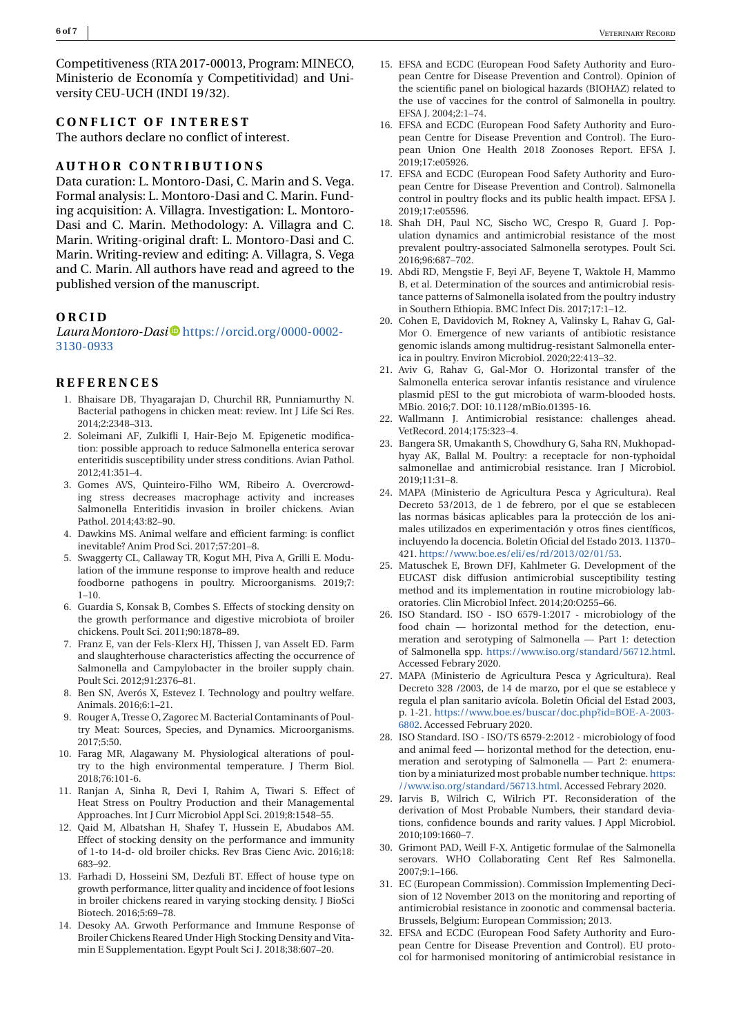Competitiveness (RTA 2017-00013, Program: MINECO, Ministerio de Economía y Competitividad) and University CEU-UCH (INDI 19/32).

## CONFLICT OF INTEREST

The authors declare no conflict of interest.

## AUTHOR CONTRIBUTIONS

Data curation: L. Montoro-Dasi, C. Marin and S. Vega. Formal analysis: L. Montoro-Dasi and C. Marin. Funding acquisition: A. Villagra. Investigation: L. Montoro-Dasi and C. Marin. Methodology: A. Villagra and C. Marin. Writing-original draft: L. Montoro-Dasi and C. Marin. Writing-review and editing: A. Villagra, S. Vega and C. Marin. All authors have read and agreed to the published version of the manuscript.

## ORCID

*Laura Montoro-Dasi* https://orcid.org/0000-0002-3130-0933

## REFERENCES

1. Bhaisare DB, Thyagarajan D, Churchil RR, Punniamurthy N. Bacterial pathogens in chicken meat: review. Int J Life Sci Res. 2014;2:2348–313.
2. Soleimani AF, Zulkifli I, Hair-Bejo M. Epigenetic modification: possible approach to reduce Salmonella enterica serovar enteritidis susceptibility under stress conditions. Avian Pathol. 2012;41:351–4.
3. Gomes AVS, Quinteiro-Filho WM, Ribeiro A. Overcrowding stress decreases macrophage activity and increases Salmonella Enteritidis invasion in broiler chickens. Avian Pathol. 2014;43:82–90.
4. Dawkins MS. Animal welfare and efficient farming: is conflict inevitable? Anim Prod Sci. 2017;57:201–8.
5. Swaggerty CL, Callaway TR, Kogut MH, Piva A, Grilli E. Modulation of the immune response to improve health and reduce foodborne pathogens in poultry. Microorganisms. 2019;7:1–10.
6. Guardia S, Konsak B, Combes S. Effects of stocking density on the growth performance and digestive microbiota of broiler chickens. Poult Sci. 2011;90:1878–89.
7. Franz E, van der Fels-Klerx HJ, Thissen J, van Asselt ED. Farm and slaughterhouse characteristics affecting the occurrence of Salmonella and Campylobacter in the broiler supply chain. Poult Sci. 2012;91:2376–81.
8. Ben SN, Averós X, Estevez I. Technology and poultry welfare. Animals. 2016;6:1–21.
9. Rouger A, Tresse O, Zagorec M. Bacterial Contaminants of Poultry Meat: Sources, Species, and Dynamics. Microorganisms. 2017;5:50.
10. Farag MR, Alagawany M. Physiological alterations of poultry to the high environmental temperature. J Therm Biol. 2018;76:101-6.
11. Ranjan A, Sinha R, Devi I, Rahim A, Tiwari S. Effect of Heat Stress on Poultry Production and their Managemental Approaches. Int J Curr Microbiol Appl Sci. 2019;8:1548–55.
12. Qaid M, Albatshan H, Shafey T, Hussein E, Abudabos AM. Effect of stocking density on the performance and immunity of 1-to 14-d- old broiler chicks. Rev Bras Cienc Avic. 2016;18: 683–92.
13. Farhadi D, Hosseini SM, Dezfuli BT. Effect of house type on growth performance, litter quality and incidence of foot lesions in broiler chickens reared in varying stocking density. J BioSci Biotech. 2016;5:69–78.
14. Desoky AA. Grwoth Performance and Immune Response of Broiler Chickens Reared Under High Stocking Density and Vitamin E Supplementation. Egypt Poult Sci J. 2018;38:607–20.
15. EFSA and ECDC (European Food Safety Authority and European Centre for Disease Prevention and Control). Opinion of the scientific panel on biological hazards (BIOHAZ) related to the use of vaccines for the control of Salmonella in poultry. EFSA J. 2004;2:1–74.
16. EFSA and ECDC (European Food Safety Authority and European Centre for Disease Prevention and Control). The European Union One Health 2018 Zoonoses Report. EFSA J. 2019;17:e05926.
17. EFSA and ECDC (European Food Safety Authority and European Centre for Disease Prevention and Control). Salmonella control in poultry flocks and its public health impact. EFSA J. 2019;17:e05596.
18. Shah DH, Paul NC, Sischo WC, Crespo R, Guard J. Population dynamics and antimicrobial resistance of the most prevalent poultry-associated Salmonella serotypes. Poult Sci. 2016;96:687–702.
19. Abdi RD, Mengstie F, Beyi AF, Beyene T, Waktole H, Mammo B, et al. Determination of the sources and antimicrobial resistance patterns of Salmonella isolated from the poultry industry in Southern Ethiopia. BMC Infect Dis. 2017;17:1–12.
20. Cohen E, Davidovich M, Rokney A, Valinsky L, Rahav G, Gal-Mor O. Emergence of new variants of antibiotic resistance genomic islands among multidrug-resistant Salmonella enterica in poultry. Environ Microbiol. 2020;22:413–32.
21. Aviv G, Rahav G, Gal-Mor O. Horizontal transfer of the Salmonella enterica serovar infantis resistance and virulence plasmid pESI to the gut microbiota of warm-blooded hosts. MBio. 2016;7. DOI: 10.1128/mBio.01395-16.
22. Wallmann J. Antimicrobial resistance: challenges ahead. VetRecord. 2014;175:323–4.
23. Bangera SR, Umakanth S, Chowdhury G, Saha RN, Mukhopadhyay AK, Ballal M. Poultry: a receptacle for non-typhoidal salmonellae and antimicrobial resistance. Iran J Microbiol. 2019;11:31–8.
24. MAPA (Ministerio de Agricultura Pesca y Agricultura). Real Decreto 53/2013, de 1 de febrero, por el que se establecen las normas básicas aplicables para la protección de los animales utilizados en experimentación y otros fines científicos, incluyendo la docencia. Boletín Oficial del Estado 2013. 11370–421. https://www.boe.es/eli/es/rd/2013/02/01/53.
25. Matuschek E, Brown DFJ, Kahlmeter G. Development of the EUCAST disk diffusion antimicrobial susceptibility testing method and its implementation in routine microbiology laboratories. Clin Microbiol Infect. 2014;20:O255–66.
26. ISO Standard. ISO - ISO 6579-1:2017 - microbiology of the food chain — horizontal method for the detection, enumeration and serotyping of Salmonella — Part 1: detection of Salmonella spp. https://www.iso.org/standard/56712.html. Accessed Febrary 2020.
27. MAPA (Ministerio de Agricultura Pesca y Agricultura). Real Decreto 328 /2003, de 14 de marzo, por el que se establece y regula el plan sanitario avícola. Boletín Oficial del Estad 2003, p. 1-21. https://www.boe.es/buscar/doc.php?id=BOE-A-2003-6802. Accessed February 2020.
28. ISO Standard. ISO - ISO/TS 6579-2:2012 - microbiology of food and animal feed — horizontal method for the detection, enumeration and serotyping of Salmonella — Part 2: enumeration by a miniaturized most probable number technique. https://www.iso.org/standard/56713.html. Accessed Febrary 2020.
29. Jarvis B, Wilrich C, Wilrich PT. Reconsideration of the derivation of Most Probable Numbers, their standard deviations, confidence bounds and rarity values. J Appl Microbiol. 2010;109:1660–7.
30. Grimont PAD, Weill F-X. Antigenic formulae of the Salmonella serovars. WHO Collaborating Cent Ref Res Salmonella. 2007;9:1–166.
31. EC (European Commission). Commission Implementing Decision of 12 November 2013 on the monitoring and reporting of antimicrobial resistance in zoonotic and commensal bacteria. Brussels, Belgium: European Commission; 2013.
32. EFSA and ECDC (European Food Safety Authority and European Centre for Disease Prevention and Control). EU protocol for harmonised monitoring of antimicrobial resistance in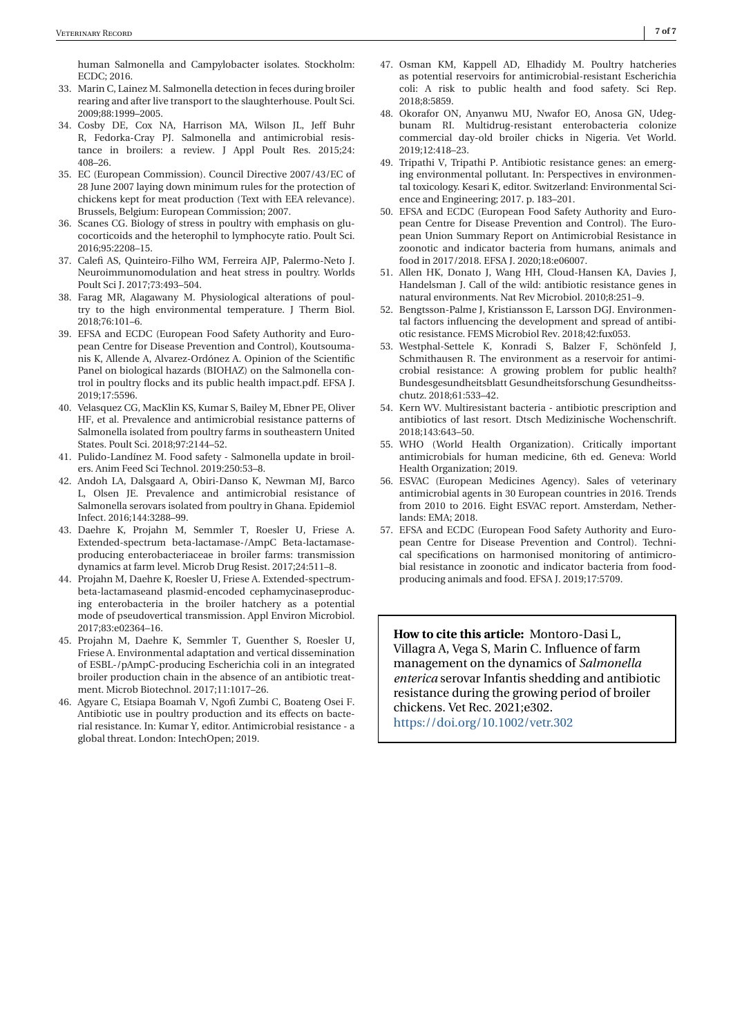human Salmonella and Campylobacter isolates. Stockholm: ECDC; 2016.

33. Marin C, Lainez M. Salmonella detection in feces during broiler rearing and after live transport to the slaughterhouse. Poult Sci. 2009;88:1999–2005.
34. Cosby DE, Cox NA, Harrison MA, Wilson JL, Jeff Buhr R, Fedorka-Cray PJ. Salmonella and antimicrobial resistance in broilers: a review. J Appl Poult Res. 2015;24: 408–26.
35. EC (European Commission). Council Directive 2007/43/EC of 28 June 2007 laying down minimum rules for the protection of chickens kept for meat production (Text with EEA relevance). Brussels, Belgium: European Commission; 2007.
36. Scanes CG. Biology of stress in poultry with emphasis on glucocorticoids and the heterophil to lymphocyte ratio. Poult Sci. 2016;95:2208–15.
37. Calefi AS, Quinteiro-Filho WM, Ferreira AJP, Palermo-Neto J. Neuroimmunomodulation and heat stress in poultry. Worlds Poult Sci J. 2017;73:493–504.
38. Farag MR, Alagawany M. Physiological alterations of poultry to the high environmental temperature. J Therm Biol. 2018;76:101–6.
39. EFSA and ECDC (European Food Safety Authority and European Centre for Disease Prevention and Control), Koutsoumanis K, Allende A, Alvarez-Ordónez A. Opinion of the Scientific Panel on biological hazards (BIOHAZ) on the Salmonella control in poultry flocks and its public health impact.pdf. EFSA J. 2019;17:5596.
40. Velasquez CG, MacKlin KS, Kumar S, Bailey M, Ebner PE, Oliver HF, et al. Prevalence and antimicrobial resistance patterns of Salmonella isolated from poultry farms in southeastern United States. Poult Sci. 2018;97:2144–52.
41. Pulido-Landínez M. Food safety - Salmonella update in broilers. Anim Feed Sci Technol. 2019:250:53–8.
42. Andoh LA, Dalsgaard A, Obiri-Danso K, Newman MJ, Barco L, Olsen JE. Prevalence and antimicrobial resistance of Salmonella serovars isolated from poultry in Ghana. Epidemiol Infect. 2016;144:3288–99.
43. Daehre K, Projahn M, Semmler T, Roesler U, Friese A. Extended-spectrum beta-lactamase-/AmpC Beta-lactamase-producing enterobacteriaceae in broiler farms: transmission dynamics at farm level. Microb Drug Resist. 2017;24:511–8.
44. Projahn M, Daehre K, Roesler U, Friese A. Extended-spectrum-beta-lactamaseand plasmid-encoded cephamycinaseproducing enterobacteria in the broiler hatchery as a potential mode of pseudovertical transmission. Appl Environ Microbiol. 2017;83:e02364–16.
45. Projahn M, Daehre K, Semmler T, Guenther S, Roesler U, Friese A. Environmental adaptation and vertical dissemination of ESBL-/pAmpC-producing Escherichia coli in an integrated broiler production chain in the absence of an antibiotic treatment. Microb Biotechnol. 2017;11:1017–26.
46. Agyare C, Etsiapa Boamah V, Ngofi Zumbi C, Boateng Osei F. Antibiotic use in poultry production and its effects on bacterial resistance. In: Kumar Y, editor. Antimicrobial resistance - a global threat. London: IntechOpen; 2019.
47. Osman KM, Kappell AD, Elhadidy M. Poultry hatcheries as potential reservoirs for antimicrobial-resistant Escherichia coli: A risk to public health and food safety. Sci Rep. 2018;8:5859.
48. Okorafor ON, Anyanwu MU, Nwafor EO, Anosa GN, Udegbunam RI. Multidrug-resistant enterobacteria colonize commercial day-old broiler chicks in Nigeria. Vet World. 2019;12:418–23.
49. Tripathi V, Tripathi P. Antibiotic resistance genes: an emerging environmental pollutant. In: Perspectives in environmental toxicology. Kesari K, editor. Switzerland: Environmental Science and Engineering; 2017. p. 183–201.
50. EFSA and ECDC (European Food Safety Authority and European Centre for Disease Prevention and Control). The European Union Summary Report on Antimicrobial Resistance in zoonotic and indicator bacteria from humans, animals and food in 2017/2018. EFSA J. 2020;18:e06007.
51. Allen HK, Donato J, Wang HH, Cloud-Hansen KA, Davies J, Handelsman J. Call of the wild: antibiotic resistance genes in natural environments. Nat Rev Microbiol. 2010;8:251–9.
52. Bengtsson-Palme J, Kristiansson E, Larsson DGJ. Environmental factors influencing the development and spread of antibiotic resistance. FEMS Microbiol Rev. 2018;42:fux053.
53. Westphal-Settele K, Konradi S, Balzer F, Schönfeld J, Schmithausen R. The environment as a reservoir for antimicrobial resistance: A growing problem for public health? Bundesgesundheitsblatt Gesundheitsforschung Gesundheitsschutz. 2018;61:533–42.
54. Kern WV. Multiresistant bacteria - antibiotic prescription and antibiotics of last resort. Dtsch Medizinische Wochenschrift. 2018;143:643–50.
55. WHO (World Health Organization). Critically important antimicrobials for human medicine, 6th ed. Geneva: World Health Organization; 2019.
56. ESVAC (European Medicines Agency). Sales of veterinary antimicrobial agents in 30 European countries in 2016. Trends from 2010 to 2016. Eight ESVAC report. Amsterdam, Netherlands: EMA; 2018.
57. EFSA and ECDC (European Food Safety Authority and European Centre for Disease Prevention and Control). Technical specifications on harmonised monitoring of antimicrobial resistance in zoonotic and indicator bacteria from food-producing animals and food. EFSA J. 2019;17:5709.

**How to cite this article:** Montoro-Dasi L, Villagra A, Vega S, Marin C. Influence of farm management on the dynamics of *Salmonella enterica* serovar Infantis shedding and antibiotic resistance during the growing period of broiler chickens. Vet Rec. 2021;e302. https://doi.org/10.1002/vetr.302